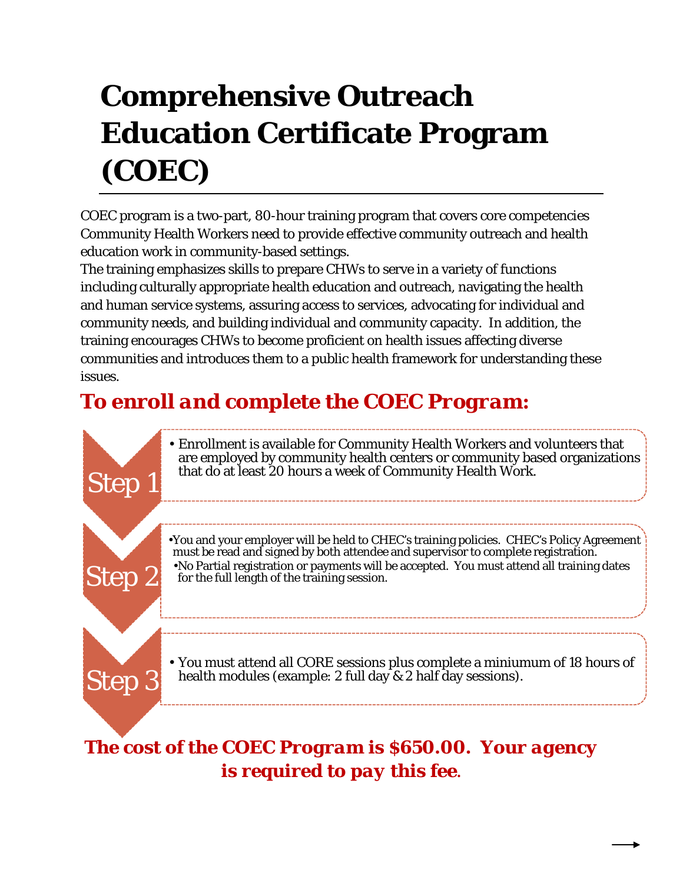# Comprehensive Outreach Education Certificate Program (COEC)

COEC program is a two-part, 80-hour training program that covers core competencies Community Health Workers need to provide effective community outreach and health education work in community-based settings.

The training emphasizes skills to prepare CHWs to serve in a variety of functions including culturally appropriate health education and outreach, navigating the health and human service systems, assuring access to services, advocating for individual and community needs, and building individual and community capacity. In addition, the training encourages CHWs to become proficient on health issues affecting diverse communities and introduces them to a public health framework for understanding these issues.

## *To enroll and complete the COEC Program:*

**Step 1**

- Enrollment is available for Community Health Workers and volunteers that are employed by community health centers or community based organizations that do at least 20 hours a week of Community Health Work.

**Step 2**

- You and your employer will be held to CHEC's training policies. CHEC's Policy Agreement must be read and signed by both attendee and supervisor to complete registration.
- No Partial registration or payments will be accepted. You must attend all training dates for the full length of the training session.

**Step 3**

- You must attend all CORE sessions plus complete a miniumum of 18 hours of health modules (example: 2 full day & 2 half day sessions).

***The cost of the COEC Program is $650.00. Your agency is required to pay this fee.***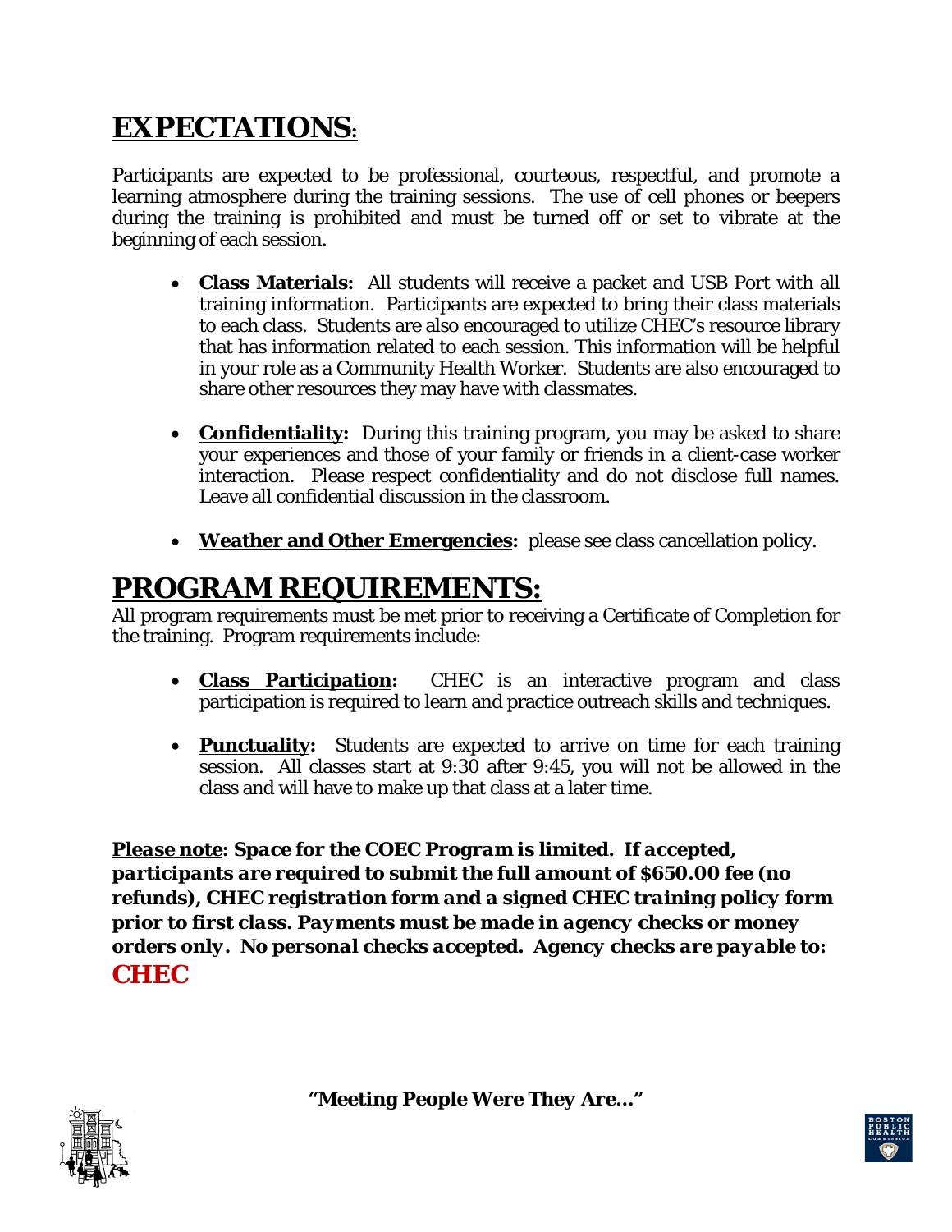# EXPECTATIONS:

Participants are expected to be professional, courteous, respectful, and promote a learning atmosphere during the training sessions. The use of cell phones or beepers during the training is prohibited and must be turned off or set to vibrate at the beginning of each session.

- **Class Materials:** All students will receive a packet and USB Port with all training information. Participants are expected to bring their class materials to each class. Students are also encouraged to utilize CHEC's resource library that has information related to each session. This information will be helpful in your role as a Community Health Worker. Students are also encouraged to share other resources they may have with classmates.

- **Confidentiality:** During this training program, you may be asked to share your experiences and those of your family or friends in a client-case worker interaction. Please respect confidentiality and do not disclose full names. Leave all confidential discussion in the classroom.

- **Weather and Other Emergencies:** please see class cancellation policy.

# PROGRAM REQUIREMENTS:

All program requirements must be met prior to receiving a Certificate of Completion for the training. Program requirements include:

- **Class Participation:** CHEC is an interactive program and class participation is required to learn and practice outreach skills and techniques.

- **Punctuality:** Students are expected to arrive on time for each training session. All classes start at 9:30 after 9:45, you will not be allowed in the class and will have to make up that class at a later time.

***Please note*: Space for the COEC Program is limited. If accepted, participants are required to submit the full amount of $650.00 fee (no refunds), CHEC registration form and a signed CHEC training policy form prior to first class. Payments must be made in agency checks or money orders only. No personal checks accepted. Agency checks are payable to: CHEC**

**"Meeting People Were They Are..."**